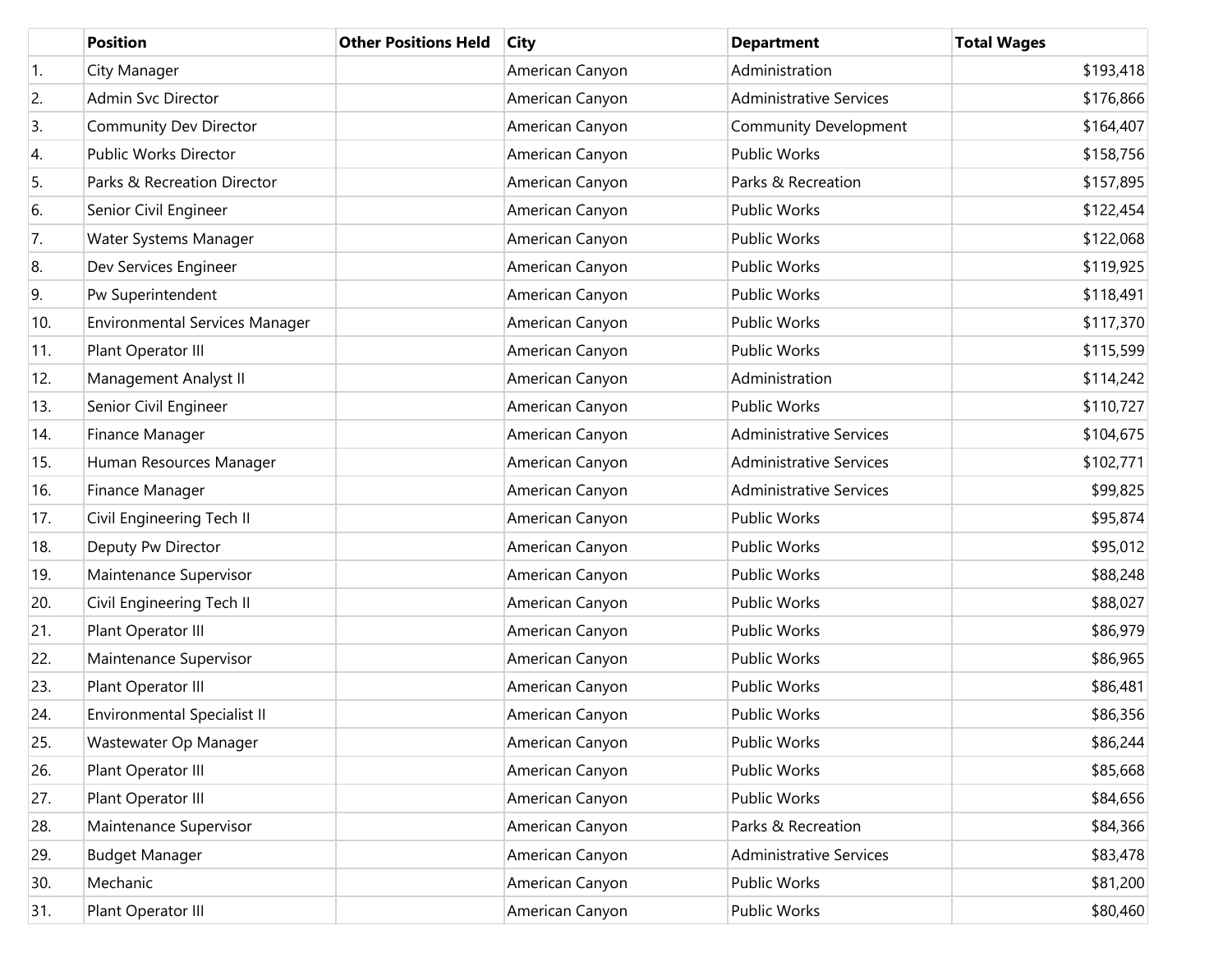| | Position | Other Positions Held | City | Department | Total Wages |
|---|---|---|---|---|---|
| 1. | City Manager | | American Canyon | Administration | $193,418 |
| 2. | Admin Svc Director | | American Canyon | Administrative Services | $176,866 |
| 3. | Community Dev Director | | American Canyon | Community Development | $164,407 |
| 4. | Public Works Director | | American Canyon | Public Works | $158,756 |
| 5. | Parks & Recreation Director | | American Canyon | Parks & Recreation | $157,895 |
| 6. | Senior Civil Engineer | | American Canyon | Public Works | $122,454 |
| 7. | Water Systems Manager | | American Canyon | Public Works | $122,068 |
| 8. | Dev Services Engineer | | American Canyon | Public Works | $119,925 |
| 9. | Pw Superintendent | | American Canyon | Public Works | $118,491 |
| 10. | Environmental Services Manager | | American Canyon | Public Works | $117,370 |
| 11. | Plant Operator III | | American Canyon | Public Works | $115,599 |
| 12. | Management Analyst II | | American Canyon | Administration | $114,242 |
| 13. | Senior Civil Engineer | | American Canyon | Public Works | $110,727 |
| 14. | Finance Manager | | American Canyon | Administrative Services | $104,675 |
| 15. | Human Resources Manager | | American Canyon | Administrative Services | $102,771 |
| 16. | Finance Manager | | American Canyon | Administrative Services | $99,825 |
| 17. | Civil Engineering Tech II | | American Canyon | Public Works | $95,874 |
| 18. | Deputy Pw Director | | American Canyon | Public Works | $95,012 |
| 19. | Maintenance Supervisor | | American Canyon | Public Works | $88,248 |
| 20. | Civil Engineering Tech II | | American Canyon | Public Works | $88,027 |
| 21. | Plant Operator III | | American Canyon | Public Works | $86,979 |
| 22. | Maintenance Supervisor | | American Canyon | Public Works | $86,965 |
| 23. | Plant Operator III | | American Canyon | Public Works | $86,481 |
| 24. | Environmental Specialist II | | American Canyon | Public Works | $86,356 |
| 25. | Wastewater Op Manager | | American Canyon | Public Works | $86,244 |
| 26. | Plant Operator III | | American Canyon | Public Works | $85,668 |
| 27. | Plant Operator III | | American Canyon | Public Works | $84,656 |
| 28. | Maintenance Supervisor | | American Canyon | Parks & Recreation | $84,366 |
| 29. | Budget Manager | | American Canyon | Administrative Services | $83,478 |
| 30. | Mechanic | | American Canyon | Public Works | $81,200 |
| 31. | Plant Operator III | | American Canyon | Public Works | $80,460 |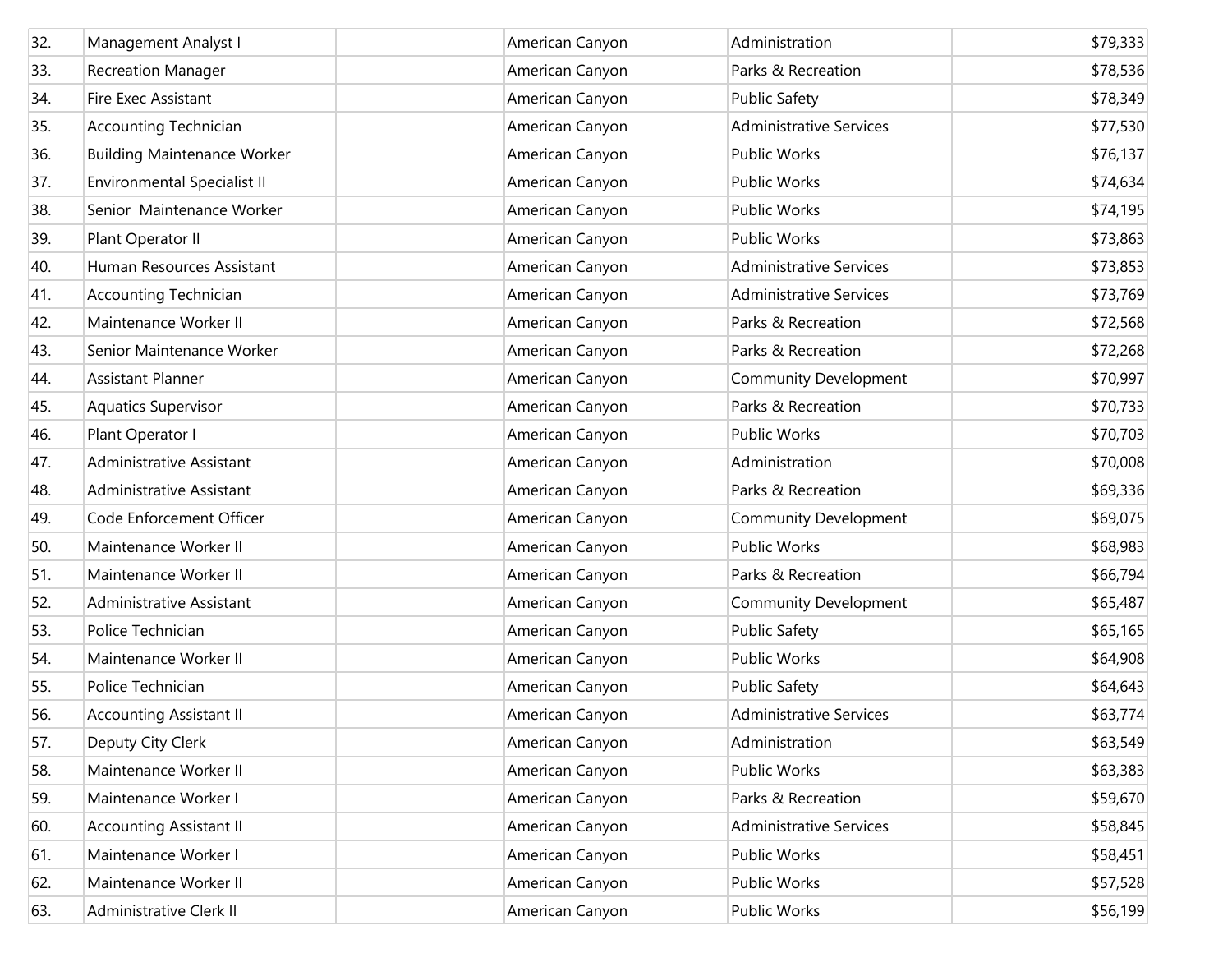| | | | | | |
|---|---|---|---|---|---|
| 32. | Management Analyst I | | American Canyon | Administration | $79,333 |
| 33. | Recreation Manager | | American Canyon | Parks & Recreation | $78,536 |
| 34. | Fire Exec Assistant | | American Canyon | Public Safety | $78,349 |
| 35. | Accounting Technician | | American Canyon | Administrative Services | $77,530 |
| 36. | Building Maintenance Worker | | American Canyon | Public Works | $76,137 |
| 37. | Environmental Specialist II | | American Canyon | Public Works | $74,634 |
| 38. | Senior Maintenance Worker | | American Canyon | Public Works | $74,195 |
| 39. | Plant Operator II | | American Canyon | Public Works | $73,863 |
| 40. | Human Resources Assistant | | American Canyon | Administrative Services | $73,853 |
| 41. | Accounting Technician | | American Canyon | Administrative Services | $73,769 |
| 42. | Maintenance Worker II | | American Canyon | Parks & Recreation | $72,568 |
| 43. | Senior Maintenance Worker | | American Canyon | Parks & Recreation | $72,268 |
| 44. | Assistant Planner | | American Canyon | Community Development | $70,997 |
| 45. | Aquatics Supervisor | | American Canyon | Parks & Recreation | $70,733 |
| 46. | Plant Operator I | | American Canyon | Public Works | $70,703 |
| 47. | Administrative Assistant | | American Canyon | Administration | $70,008 |
| 48. | Administrative Assistant | | American Canyon | Parks & Recreation | $69,336 |
| 49. | Code Enforcement Officer | | American Canyon | Community Development | $69,075 |
| 50. | Maintenance Worker II | | American Canyon | Public Works | $68,983 |
| 51. | Maintenance Worker II | | American Canyon | Parks & Recreation | $66,794 |
| 52. | Administrative Assistant | | American Canyon | Community Development | $65,487 |
| 53. | Police Technician | | American Canyon | Public Safety | $65,165 |
| 54. | Maintenance Worker II | | American Canyon | Public Works | $64,908 |
| 55. | Police Technician | | American Canyon | Public Safety | $64,643 |
| 56. | Accounting Assistant II | | American Canyon | Administrative Services | $63,774 |
| 57. | Deputy City Clerk | | American Canyon | Administration | $63,549 |
| 58. | Maintenance Worker II | | American Canyon | Public Works | $63,383 |
| 59. | Maintenance Worker I | | American Canyon | Parks & Recreation | $59,670 |
| 60. | Accounting Assistant II | | American Canyon | Administrative Services | $58,845 |
| 61. | Maintenance Worker I | | American Canyon | Public Works | $58,451 |
| 62. | Maintenance Worker II | | American Canyon | Public Works | $57,528 |
| 63. | Administrative Clerk II | | American Canyon | Public Works | $56,199 |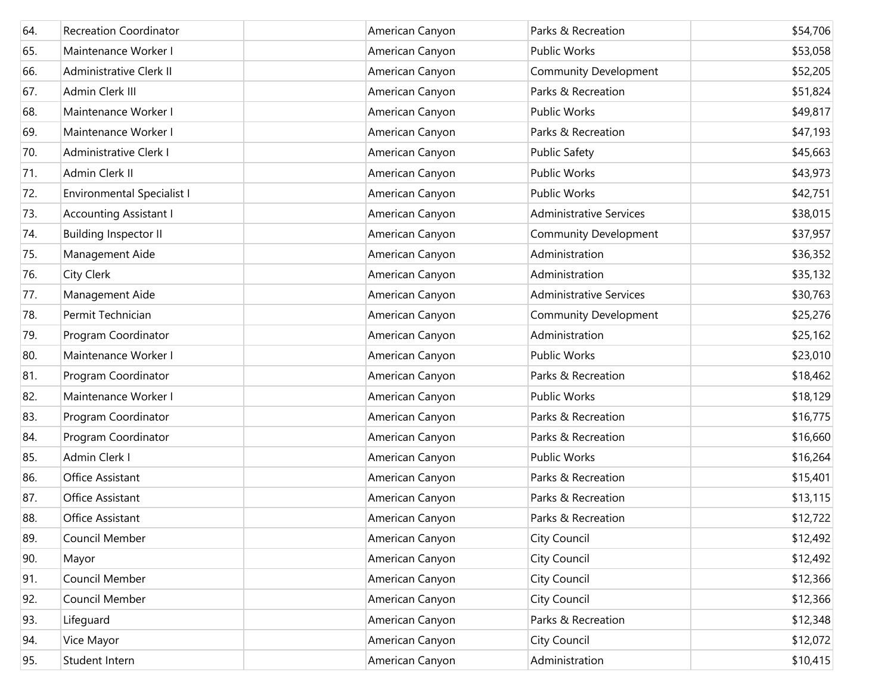| | | | | | |
|---|---|---|---|---|---|
| 64. | Recreation Coordinator | | American Canyon | Parks & Recreation | $54,706 |
| 65. | Maintenance Worker I | | American Canyon | Public Works | $53,058 |
| 66. | Administrative Clerk II | | American Canyon | Community Development | $52,205 |
| 67. | Admin Clerk III | | American Canyon | Parks & Recreation | $51,824 |
| 68. | Maintenance Worker I | | American Canyon | Public Works | $49,817 |
| 69. | Maintenance Worker I | | American Canyon | Parks & Recreation | $47,193 |
| 70. | Administrative Clerk I | | American Canyon | Public Safety | $45,663 |
| 71. | Admin Clerk II | | American Canyon | Public Works | $43,973 |
| 72. | Environmental Specialist I | | American Canyon | Public Works | $42,751 |
| 73. | Accounting Assistant I | | American Canyon | Administrative Services | $38,015 |
| 74. | Building Inspector II | | American Canyon | Community Development | $37,957 |
| 75. | Management Aide | | American Canyon | Administration | $36,352 |
| 76. | City Clerk | | American Canyon | Administration | $35,132 |
| 77. | Management Aide | | American Canyon | Administrative Services | $30,763 |
| 78. | Permit Technician | | American Canyon | Community Development | $25,276 |
| 79. | Program Coordinator | | American Canyon | Administration | $25,162 |
| 80. | Maintenance Worker I | | American Canyon | Public Works | $23,010 |
| 81. | Program Coordinator | | American Canyon | Parks & Recreation | $18,462 |
| 82. | Maintenance Worker I | | American Canyon | Public Works | $18,129 |
| 83. | Program Coordinator | | American Canyon | Parks & Recreation | $16,775 |
| 84. | Program Coordinator | | American Canyon | Parks & Recreation | $16,660 |
| 85. | Admin Clerk I | | American Canyon | Public Works | $16,264 |
| 86. | Office Assistant | | American Canyon | Parks & Recreation | $15,401 |
| 87. | Office Assistant | | American Canyon | Parks & Recreation | $13,115 |
| 88. | Office Assistant | | American Canyon | Parks & Recreation | $12,722 |
| 89. | Council Member | | American Canyon | City Council | $12,492 |
| 90. | Mayor | | American Canyon | City Council | $12,492 |
| 91. | Council Member | | American Canyon | City Council | $12,366 |
| 92. | Council Member | | American Canyon | City Council | $12,366 |
| 93. | Lifeguard | | American Canyon | Parks & Recreation | $12,348 |
| 94. | Vice Mayor | | American Canyon | City Council | $12,072 |
| 95. | Student Intern | | American Canyon | Administration | $10,415 |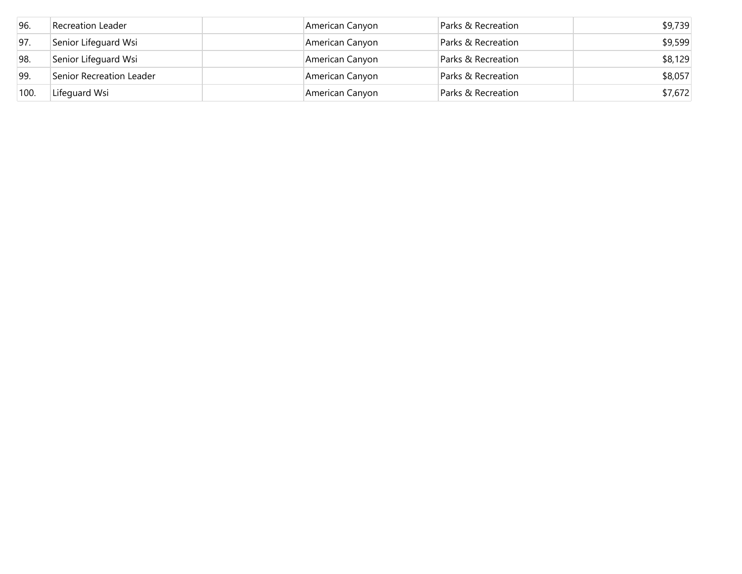| | | | | | |
|---|---|---|---|---|---|
| 96. | Recreation Leader | | American Canyon | Parks & Recreation | $9,739 |
| 97. | Senior Lifeguard Wsi | | American Canyon | Parks & Recreation | $9,599 |
| 98. | Senior Lifeguard Wsi | | American Canyon | Parks & Recreation | $8,129 |
| 99. | Senior Recreation Leader | | American Canyon | Parks & Recreation | $8,057 |
| 100. | Lifeguard Wsi | | American Canyon | Parks & Recreation | $7,672 |